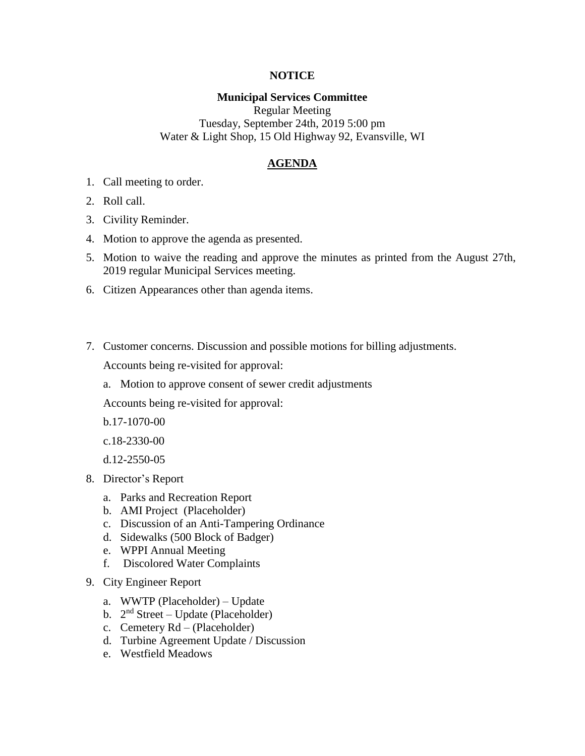**NOTICE**

**Municipal Services Committee**

Regular Meeting

Tuesday, September 24th, 2019 5:00 pm

Water & Light Shop, 15 Old Highway 92, Evansville, WI

**AGENDA**

1. Call meeting to order.
2. Roll call.
3. Civility Reminder.
4. Motion to approve the agenda as presented.
5. Motion to waive the reading and approve the minutes as printed from the August 27th, 2019 regular Municipal Services meeting.
6. Citizen Appearances other than agenda items.
7. Customer concerns. Discussion and possible motions for billing adjustments.

   Accounts being re-visited for approval:

   a. Motion to approve consent of sewer credit adjustments

   Accounts being re-visited for approval:

   b.17-1070-00

   c.18-2330-00

   d.12-2550-05

8. Director's Report
   a. Parks and Recreation Report
   b. AMI Project (Placeholder)
   c. Discussion of an Anti-Tampering Ordinance
   d. Sidewalks (500 Block of Badger)
   e. WPPI Annual Meeting
   f. Discolored Water Complaints
9. City Engineer Report
   a. WWTP (Placeholder) – Update
   b. 2nd Street – Update (Placeholder)
   c. Cemetery Rd – (Placeholder)
   d. Turbine Agreement Update / Discussion
   e. Westfield Meadows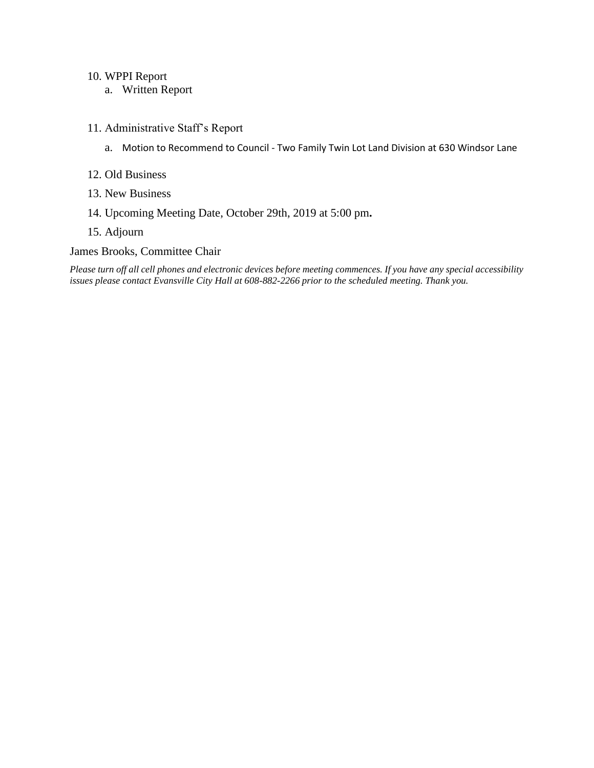10. WPPI Report
    a. Written Report

11. Administrative Staff's Report
    a. Motion to Recommend to Council - Two Family Twin Lot Land Division at 630 Windsor Lane

12. Old Business

13. New Business

14. Upcoming Meeting Date, October 29th, 2019 at 5:00 pm**.**

15. Adjourn

James Brooks, Committee Chair

*Please turn off all cell phones and electronic devices before meeting commences. If you have any special accessibility issues please contact Evansville City Hall at 608-882-2266 prior to the scheduled meeting. Thank you.*